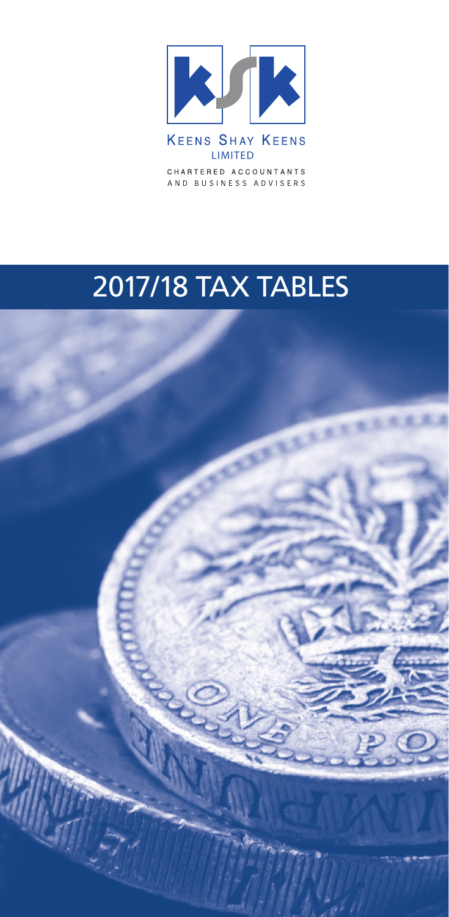KEENS SHAY KEENS
LIMITED

CHARTERED ACCOUNTANTS
AND BUSINESS ADVISERS

# 2017/18 TAX TABLES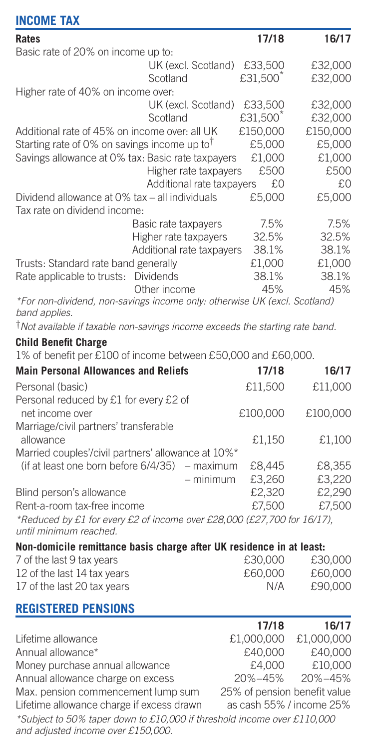## INCOME TAX

| Rates | | 17/18 | 16/17 |
|---|---|---|---|
| Basic rate of 20% on income up to: | | | |
| | UK (excl. Scotland) | £33,500 | £32,000 |
| | Scotland | £31,500* | £32,000 |
| Higher rate of 40% on income over: | | | |
| | UK (excl. Scotland) | £33,500 | £32,000 |
| | Scotland | £31,500* | £32,000 |
| Additional rate of 45% on income over: all UK | | £150,000 | £150,000 |
| Starting rate of 0% on savings income up to† | | £5,000 | £5,000 |
| Savings allowance at 0% tax: | Basic rate taxpayers | £1,000 | £1,000 |
| | Higher rate taxpayers | £500 | £500 |
| | Additional rate taxpayers | £0 | £0 |
| Dividend allowance at 0% tax – all individuals | | £5,000 | £5,000 |
| Tax rate on dividend income: | | | |
| | Basic rate taxpayers | 7.5% | 7.5% |
| | Higher rate taxpayers | 32.5% | 32.5% |
| | Additional rate taxpayers | 38.1% | 38.1% |
| Trusts: Standard rate band generally | | £1,000 | £1,000 |
| Rate applicable to trusts: | Dividends | 38.1% | 38.1% |
| | Other income | 45% | 45% |

*For non-dividend, non-savings income only: otherwise UK (excl. Scotland) band applies.*

†*Not available if taxable non-savings income exceeds the starting rate band.*

**Child Benefit Charge**

1% of benefit per £100 of income between £50,000 and £60,000.

| Main Personal Allowances and Reliefs | | 17/18 | 16/17 |
|---|---|---|---|
| Personal (basic) | | £11,500 | £11,000 |
| Personal reduced by £1 for every £2 of net income over | | £100,000 | £100,000 |
| Marriage/civil partners' transferable allowance | | £1,150 | £1,100 |
| Married couples'/civil partners' allowance at 10%* | | | |
| (if at least one born before 6/4/35) | – maximum | £8,445 | £8,355 |
| | – minimum | £3,260 | £3,220 |
| Blind person's allowance | | £2,320 | £2,290 |
| Rent-a-room tax-free income | | £7,500 | £7,500 |

*\*Reduced by £1 for every £2 of income over £28,000 (£27,700 for 16/17), until minimum reached.*

| Non-domicile remittance basis charge after UK residence in at least: | 17/18 | 16/17 |
|---|---|---|
| 7 of the last 9 tax years | £30,000 | £30,000 |
| 12 of the last 14 tax years | £60,000 | £60,000 |
| 17 of the last 20 tax years | N/A | £90,000 |

## REGISTERED PENSIONS

| | 17/18 | 16/17 |
|---|---|---|
| Lifetime allowance | £1,000,000 | £1,000,000 |
| Annual allowance* | £40,000 | £40,000 |
| Money purchase annual allowance | £4,000 | £10,000 |
| Annual allowance charge on excess | 20%–45% | 20%–45% |
| Max. pension commencement lump sum | 25% of pension benefit value | |
| Lifetime allowance charge if excess drawn | as cash 55% / income 25% | |

*\*Subject to 50% taper down to £10,000 if threshold income over £110,000 and adjusted income over £150,000.*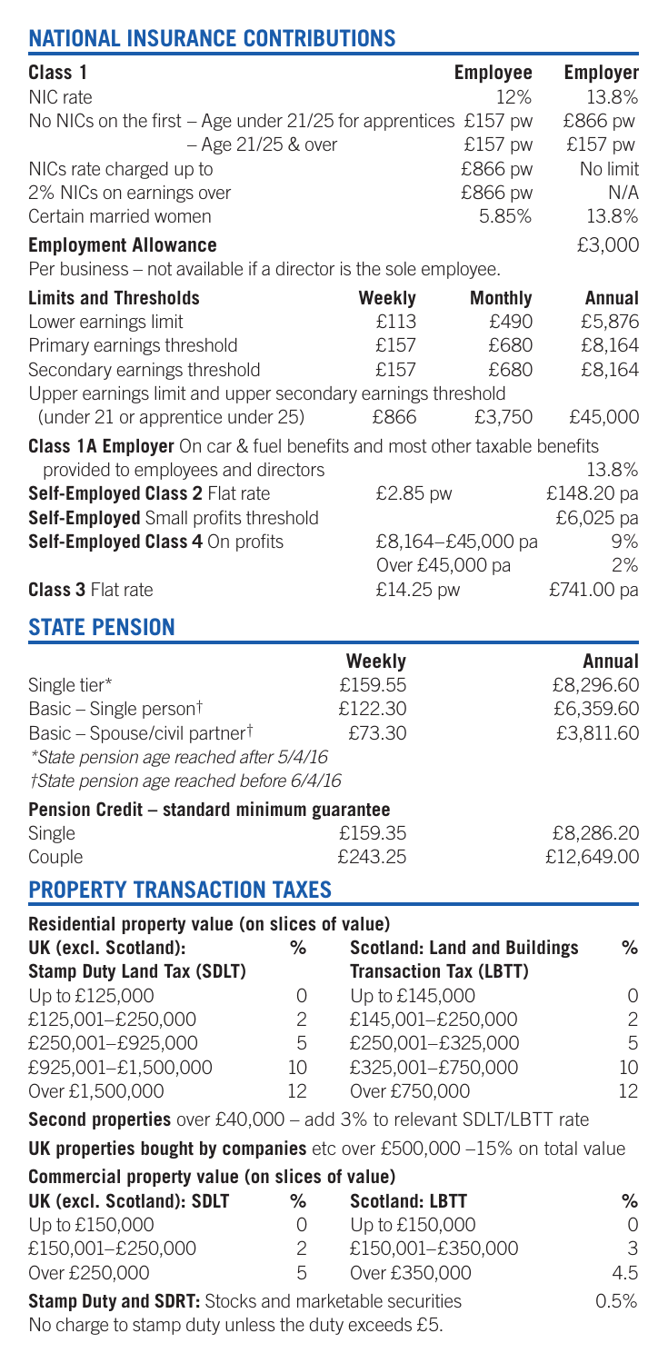## NATIONAL INSURANCE CONTRIBUTIONS

| **Class 1** | **Employee** | **Employer** |
|---|---|---|
| NIC rate | 12% | 13.8% |
| No NICs on the first – Age under 21/25 for apprentices | £157 pw | £866 pw |
| – Age 21/25 & over | £157 pw | £157 pw |
| NICs rate charged up to | £866 pw | No limit |
| 2% NICs on earnings over | £866 pw | N/A |
| Certain married women | 5.85% | 13.8% |

**Employment Allowance** £3,000

Per business – not available if a director is the sole employee.

| **Limits and Thresholds** | **Weekly** | **Monthly** | **Annual** |
|---|---|---|---|
| Lower earnings limit | £113 | £490 | £5,876 |
| Primary earnings threshold | £157 | £680 | £8,164 |
| Secondary earnings threshold | £157 | £680 | £8,164 |
| Upper earnings limit and upper secondary earnings threshold (under 21 or apprentice under 25) | £866 | £3,750 | £45,000 |

| | | |
|---|---|---|
| **Class 1A Employer** On car & fuel benefits and most other taxable benefits provided to employees and directors | | 13.8% |
| **Self-Employed Class 2** Flat rate | £2.85 pw | £148.20 pa |
| **Self-Employed** Small profits threshold | | £6,025 pa |
| **Self-Employed Class 4** On profits | £8,164–£45,000 pa | 9% |
| | Over £45,000 pa | 2% |
| **Class 3** Flat rate | £14.25 pw | £741.00 pa |

## STATE PENSION

| | **Weekly** | **Annual** |
|---|---|---|
| Single tier* | £159.55 | £8,296.60 |
| Basic – Single person† | £122.30 | £6,359.60 |
| Basic – Spouse/civil partner† | £73.30 | £3,811.60 |

*\*State pension age reached after 5/4/16*

*†State pension age reached before 6/4/16*

| **Pension Credit – standard minimum guarantee** | | |
|---|---|---|
| Single | £159.35 | £8,286.20 |
| Couple | £243.25 | £12,649.00 |

## PROPERTY TRANSACTION TAXES

**Residential property value (on slices of value)**

| **UK (excl. Scotland): Stamp Duty Land Tax (SDLT)** | **%** | **Scotland: Land and Buildings Transaction Tax (LBTT)** | **%** |
|---|---|---|---|
| Up to £125,000 | 0 | Up to £145,000 | 0 |
| £125,001–£250,000 | 2 | £145,001–£250,000 | 2 |
| £250,001–£925,000 | 5 | £250,001–£325,000 | 5 |
| £925,001–£1,500,000 | 10 | £325,001–£750,000 | 10 |
| Over £1,500,000 | 12 | Over £750,000 | 12 |

**Second properties** over £40,000 – add 3% to relevant SDLT/LBTT rate

**UK properties bought by companies** etc over £500,000 –15% on total value

**Commercial property value (on slices of value)**

| **UK (excl. Scotland): SDLT** | **%** | **Scotland: LBTT** | **%** |
|---|---|---|---|
| Up to £150,000 | 0 | Up to £150,000 | 0 |
| £150,001–£250,000 | 2 | £150,001–£350,000 | 3 |
| Over £250,000 | 5 | Over £350,000 | 4.5 |

**Stamp Duty and SDRT:** Stocks and marketable securities 0.5%

No charge to stamp duty unless the duty exceeds £5.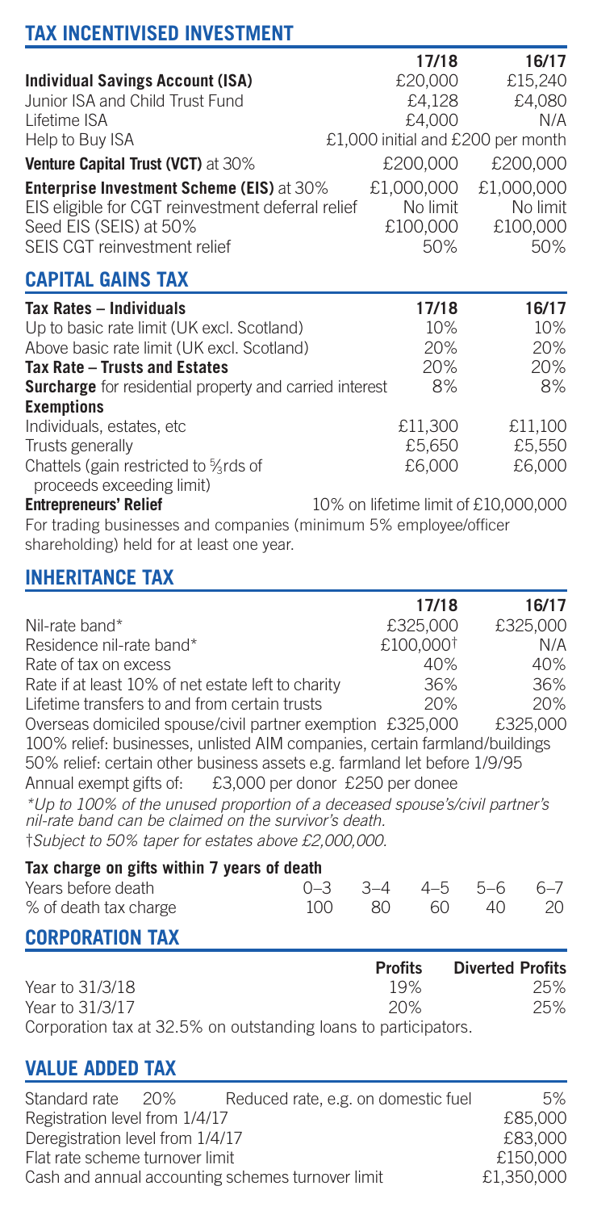## TAX INCENTIVISED INVESTMENT

| | 17/18 | 16/17 |
|---|---|---|
| **Individual Savings Account (ISA)** | £20,000 | £15,240 |
| Junior ISA and Child Trust Fund | £4,128 | £4,080 |
| Lifetime ISA | £4,000 | N/A |
| Help to Buy ISA | £1,000 initial and £200 per month | |
| **Venture Capital Trust (VCT)** at 30% | £200,000 | £200,000 |
| **Enterprise Investment Scheme (EIS)** at 30% | £1,000,000 | £1,000,000 |
| EIS eligible for CGT reinvestment deferral relief | No limit | No limit |
| Seed EIS (SEIS) at 50% | £100,000 | £100,000 |
| SEIS CGT reinvestment relief | 50% | 50% |

## CAPITAL GAINS TAX

| **Tax Rates – Individuals** | 17/18 | 16/17 |
|---|---|---|
| Up to basic rate limit (UK excl. Scotland) | 10% | 10% |
| Above basic rate limit (UK excl. Scotland) | 20% | 20% |
| **Tax Rate – Trusts and Estates** | 20% | 20% |
| **Surcharge** for residential property and carried interest | 8% | 8% |
| **Exemptions** | | |
| Individuals, estates, etc | £11,300 | £11,100 |
| Trusts generally | £5,650 | £5,550 |
| Chattels (gain restricted to 5/3rds of proceeds exceeding limit) | £6,000 | £6,000 |
| **Entrepreneurs' Relief** | 10% on lifetime limit of £10,000,000 | |

For trading businesses and companies (minimum 5% employee/officer shareholding) held for at least one year.

## INHERITANCE TAX

| | 17/18 | 16/17 |
|---|---|---|
| Nil-rate band* | £325,000 | £325,000 |
| Residence nil-rate band* | £100,000† | N/A |
| Rate of tax on excess | 40% | 40% |
| Rate if at least 10% of net estate left to charity | 36% | 36% |
| Lifetime transfers to and from certain trusts | 20% | 20% |
| Overseas domiciled spouse/civil partner exemption | £325,000 | £325,000 |

100% relief: businesses, unlisted AIM companies, certain farmland/buildings

50% relief: certain other business assets e.g. farmland let before 1/9/95

Annual exempt gifts of: £3,000 per donor £250 per donee

*Up to 100% of the unused proportion of a deceased spouse's/civil partner's nil-rate band can be claimed on the survivor's death.*

†*Subject to 50% taper for estates above £2,000,000.*

**Tax charge on gifts within 7 years of death**

| Years before death | 0–3 | 3–4 | 4–5 | 5–6 | 6–7 |
|---|---|---|---|---|---|
| % of death tax charge | 100 | 80 | 60 | 40 | 20 |

## CORPORATION TAX

| | Profits | Diverted Profits |
|---|---|---|
| Year to 31/3/18 | 19% | 25% |
| Year to 31/3/17 | 20% | 25% |

Corporation tax at 32.5% on outstanding loans to participators.

## VALUE ADDED TAX

| | |
|---|---|
| Standard rate 20% — Reduced rate, e.g. on domestic fuel | 5% |
| Registration level from 1/4/17 | £85,000 |
| Deregistration level from 1/4/17 | £83,000 |
| Flat rate scheme turnover limit | £150,000 |
| Cash and annual accounting schemes turnover limit | £1,350,000 |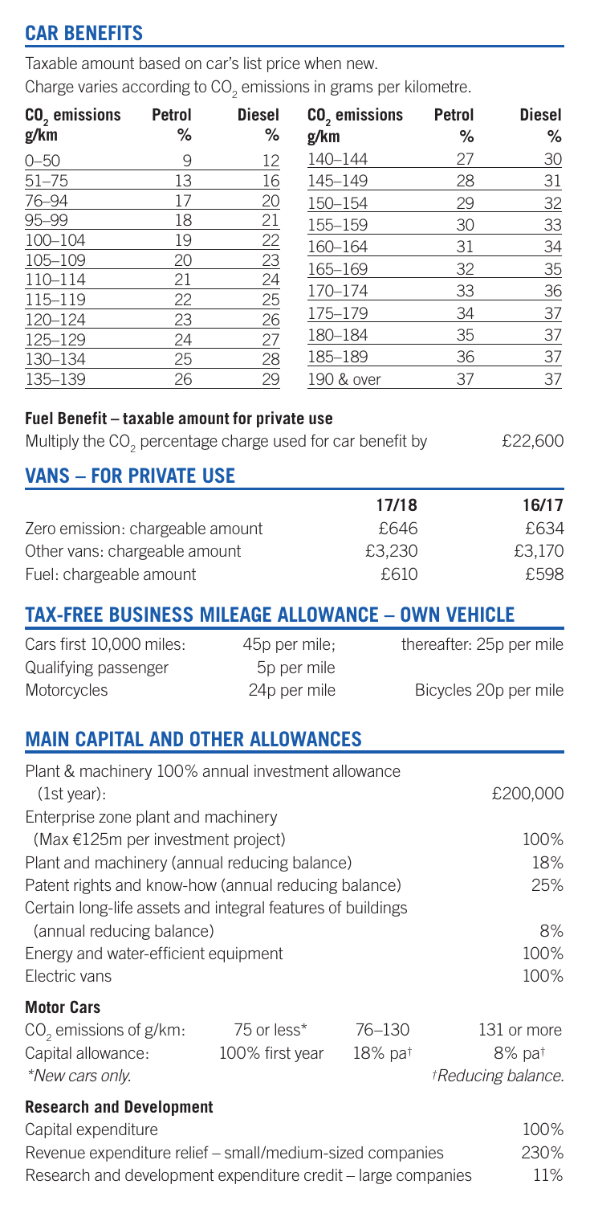## CAR BENEFITS

Taxable amount based on car's list price when new.

Charge varies according to $CO_2$ emissions in grams per kilometre.

| $CO_2$ emissions g/km | Petrol % | Diesel % | $CO_2$ emissions g/km | Petrol % | Diesel % |
|---|---|---|---|---|---|
| 0–50 | 9 | 12 | 140–144 | 27 | 30 |
| 51–75 | 13 | 16 | 145–149 | 28 | 31 |
| 76–94 | 17 | 20 | 150–154 | 29 | 32 |
| 95–99 | 18 | 21 | 155–159 | 30 | 33 |
| 100–104 | 19 | 22 | 160–164 | 31 | 34 |
| 105–109 | 20 | 23 | 165–169 | 32 | 35 |
| 110–114 | 21 | 24 | 170–174 | 33 | 36 |
| 115–119 | 22 | 25 | 175–179 | 34 | 37 |
| 120–124 | 23 | 26 | 180–184 | 35 | 37 |
| 125–129 | 24 | 27 | 185–189 | 36 | 37 |
| 130–134 | 25 | 28 | 190 & over | 37 | 37 |
| 135–139 | 26 | 29 | | | |

**Fuel Benefit – taxable amount for private use**

Multiply the $CO_2$ percentage charge used for car benefit by £22,600

## VANS – FOR PRIVATE USE

| | 17/18 | 16/17 |
|---|---|---|
| Zero emission: chargeable amount | £646 | £634 |
| Other vans: chargeable amount | £3,230 | £3,170 |
| Fuel: chargeable amount | £610 | £598 |

## TAX-FREE BUSINESS MILEAGE ALLOWANCE – OWN VEHICLE

| | | |
|---|---|---|
| Cars first 10,000 miles: | 45p per mile; | thereafter: 25p per mile |
| Qualifying passenger | 5p per mile | |
| Motorcycles | 24p per mile | Bicycles 20p per mile |

## MAIN CAPITAL AND OTHER ALLOWANCES

| | |
|---|---|
| Plant & machinery 100% annual investment allowance (1st year): | £200,000 |
| Enterprise zone plant and machinery (Max €125m per investment project) | 100% |
| Plant and machinery (annual reducing balance) | 18% |
| Patent rights and know-how (annual reducing balance) | 25% |
| Certain long-life assets and integral features of buildings (annual reducing balance) | 8% |
| Energy and water-efficient equipment | 100% |
| Electric vans | 100% |

**Motor Cars**

| $CO_2$ emissions of g/km: | 75 or less* | 76–130 | 131 or more |
|---|---|---|---|
| Capital allowance: | 100% first year | 18% pa† | 8% pa† |

*New cars only. †Reducing balance.

**Research and Development**

| | |
|---|---|
| Capital expenditure | 100% |
| Revenue expenditure relief – small/medium-sized companies | 230% |
| Research and development expenditure credit – large companies | 11% |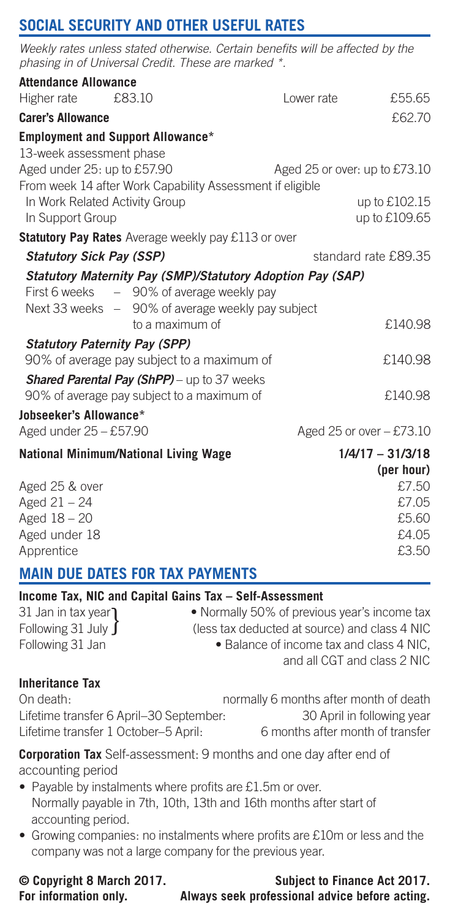## SOCIAL SECURITY AND OTHER USEFUL RATES

*Weekly rates unless stated otherwise. Certain benefits will be affected by the phasing in of Universal Credit. These are marked \*.*

**Attendance Allowance**

| | | | |
|---|---|---|---|
| Higher rate | £83.10 | Lower rate | £55.65 |

**Carer's Allowance** £62.70

**Employment and Support Allowance***

13-week assessment phase

| | |
|---|---|
| Aged under 25: up to £57.90 | Aged 25 or over: up to £73.10 |

From week 14 after Work Capability Assessment if eligible

| | |
|---|---|
| In Work Related Activity Group | up to £102.15 |
| In Support Group | up to £109.65 |

**Statutory Pay Rates** Average weekly pay £113 or over

***Statutory Sick Pay (SSP)*** standard rate £89.35

***Statutory Maternity Pay (SMP)/Statutory Adoption Pay (SAP)***

| | | |
|---|---|---|
| First 6 weeks | – 90% of average weekly pay | |
| Next 33 weeks | – 90% of average weekly pay subject to a maximum of | £140.98 |

***Statutory Paternity Pay (SPP)***

90% of average pay subject to a maximum of £140.98

***Shared Parental Pay (ShPP)*** – up to 37 weeks

90% of average pay subject to a maximum of £140.98

**Jobseeker's Allowance***

| | |
|---|---|
| Aged under 25 – £57.90 | Aged 25 or over – £73.10 |

| National Minimum/National Living Wage | 1/4/17 – 31/3/18 (per hour) |
|---|---|
| Aged 25 & over | £7.50 |
| Aged 21 – 24 | £7.05 |
| Aged 18 – 20 | £5.60 |
| Aged under 18 | £4.05 |
| Apprentice | £3.50 |

## MAIN DUE DATES FOR TAX PAYMENTS

**Income Tax, NIC and Capital Gains Tax – Self-Assessment**

| | |
|---|---|
| 31 Jan in tax year<br>Following 31 July | • Normally 50% of previous year's income tax (less tax deducted at source) and class 4 NIC |
| Following 31 Jan | • Balance of income tax and class 4 NIC, and all CGT and class 2 NIC |

**Inheritance Tax**

| | |
|---|---|
| On death: | normally 6 months after month of death |
| Lifetime transfer 6 April–30 September: | 30 April in following year |
| Lifetime transfer 1 October–5 April: | 6 months after month of transfer |

**Corporation Tax** Self-assessment: 9 months and one day after end of accounting period

- Payable by instalments where profits are £1.5m or over. Normally payable in 7th, 10th, 13th and 16th months after start of accounting period.
- Growing companies: no instalments where profits are £10m or less and the company was not a large company for the previous year.

**© Copyright 8 March 2017.** **Subject to Finance Act 2017.**
**For information only.** **Always seek professional advice before acting.**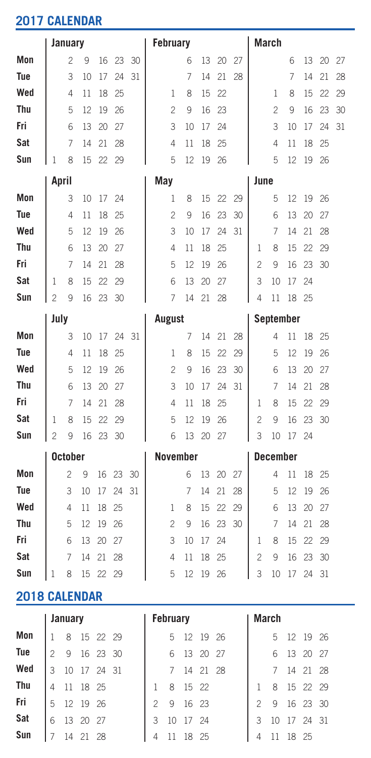## 2017 CALENDAR

| | January | | | | | | February | | | | | | March | | | | | |
|---|---|---|---|---|---|---|---|---|---|---|---|---|---|---|---|---|---|---|
| Mon | | 2 | 9 | 16 | 23 | 30 | | 6 | 13 | 20 | 27 | | | 6 | 13 | 20 | 27 | |
| Tue | | 3 | 10 | 17 | 24 | 31 | | 7 | 14 | 21 | 28 | | | 7 | 14 | 21 | 28 | |
| Wed | | 4 | 11 | 18 | 25 | | 1 | 8 | 15 | 22 | | | 1 | 8 | 15 | 22 | 29 | |
| Thu | | 5 | 12 | 19 | 26 | | 2 | 9 | 16 | 23 | | | 2 | 9 | 16 | 23 | 30 | |
| Fri | | 6 | 13 | 20 | 27 | | 3 | 10 | 17 | 24 | | | 3 | 10 | 17 | 24 | 31 | |
| Sat | | 7 | 14 | 21 | 28 | | 4 | 11 | 18 | 25 | | | 4 | 11 | 18 | 25 | | |
| Sun | 1 | 8 | 15 | 22 | 29 | | 5 | 12 | 19 | 26 | | | 5 | 12 | 19 | 26 | | |

| | April | | | | | May | | | | | June | | | | |
|---|---|---|---|---|---|---|---|---|---|---|---|---|---|---|---|
| Mon | | 3 | 10 | 17 | 24 | 1 | 8 | 15 | 22 | 29 | | 5 | 12 | 19 | 26 |
| Tue | | 4 | 11 | 18 | 25 | 2 | 9 | 16 | 23 | 30 | | 6 | 13 | 20 | 27 |
| Wed | | 5 | 12 | 19 | 26 | 3 | 10 | 17 | 24 | 31 | | 7 | 14 | 21 | 28 |
| Thu | | 6 | 13 | 20 | 27 | 4 | 11 | 18 | 25 | | 1 | 8 | 15 | 22 | 29 |
| Fri | | 7 | 14 | 21 | 28 | 5 | 12 | 19 | 26 | | 2 | 9 | 16 | 23 | 30 |
| Sat | 1 | 8 | 15 | 22 | 29 | 6 | 13 | 20 | 27 | | 3 | 10 | 17 | 24 | |
| Sun | 2 | 9 | 16 | 23 | 30 | 7 | 14 | 21 | 28 | | 4 | 11 | 18 | 25 | |

| | July | | | | | | August | | | | | September | | | | |
|---|---|---|---|---|---|---|---|---|---|---|---|---|---|---|---|---|
| Mon | | 3 | 10 | 17 | 24 | 31 | | 7 | 14 | 21 | 28 | | 4 | 11 | 18 | 25 |
| Tue | | 4 | 11 | 18 | 25 | | 1 | 8 | 15 | 22 | 29 | | 5 | 12 | 19 | 26 |
| Wed | | 5 | 12 | 19 | 26 | | 2 | 9 | 16 | 23 | 30 | | 6 | 13 | 20 | 27 |
| Thu | | 6 | 13 | 20 | 27 | | 3 | 10 | 17 | 24 | 31 | | 7 | 14 | 21 | 28 |
| Fri | | 7 | 14 | 21 | 28 | | 4 | 11 | 18 | 25 | | 1 | 8 | 15 | 22 | 29 |
| Sat | 1 | 8 | 15 | 22 | 29 | | 5 | 12 | 19 | 26 | | 2 | 9 | 16 | 23 | 30 |
| Sun | 2 | 9 | 16 | 23 | 30 | | 6 | 13 | 20 | 27 | | 3 | 10 | 17 | 24 | |

| | October | | | | | | November | | | | | December | | | | |
|---|---|---|---|---|---|---|---|---|---|---|---|---|---|---|---|---|
| Mon | | 2 | 9 | 16 | 23 | 30 | | 6 | 13 | 20 | 27 | | 4 | 11 | 18 | 25 |
| Tue | | 3 | 10 | 17 | 24 | 31 | | 7 | 14 | 21 | 28 | | 5 | 12 | 19 | 26 |
| Wed | | 4 | 11 | 18 | 25 | | 1 | 8 | 15 | 22 | 29 | | 6 | 13 | 20 | 27 |
| Thu | | 5 | 12 | 19 | 26 | | 2 | 9 | 16 | 23 | 30 | | 7 | 14 | 21 | 28 |
| Fri | | 6 | 13 | 20 | 27 | | 3 | 10 | 17 | 24 | | 1 | 8 | 15 | 22 | 29 |
| Sat | | 7 | 14 | 21 | 28 | | 4 | 11 | 18 | 25 | | 2 | 9 | 16 | 23 | 30 |
| Sun | 1 | 8 | 15 | 22 | 29 | | 5 | 12 | 19 | 26 | | 3 | 10 | 17 | 24 | 31 |

## 2018 CALENDAR

| | January | | | | | February | | | | March | | | | |
|---|---|---|---|---|---|---|---|---|---|---|---|---|---|---|
| Mon | 1 | 8 | 15 | 22 | 29 | | 5 | 12 | 19 | 26 | | 5 | 12 | 19 | 26 |
| Tue | 2 | 9 | 16 | 23 | 30 | | 6 | 13 | 20 | 27 | | 6 | 13 | 20 | 27 |
| Wed | 3 | 10 | 17 | 24 | 31 | | 7 | 14 | 21 | 28 | | 7 | 14 | 21 | 28 |
| Thu | 4 | 11 | 18 | 25 | | 1 | 8 | 15 | 22 | | 1 | 8 | 15 | 22 | 29 |
| Fri | 5 | 12 | 19 | 26 | | 2 | 9 | 16 | 23 | | 2 | 9 | 16 | 23 | 30 |
| Sat | 6 | 13 | 20 | 27 | | 3 | 10 | 17 | 24 | | 3 | 10 | 17 | 24 | 31 |
| Sun | 7 | 14 | 21 | 28 | | 4 | 11 | 18 | 25 | | 4 | 11 | 18 | 25 | |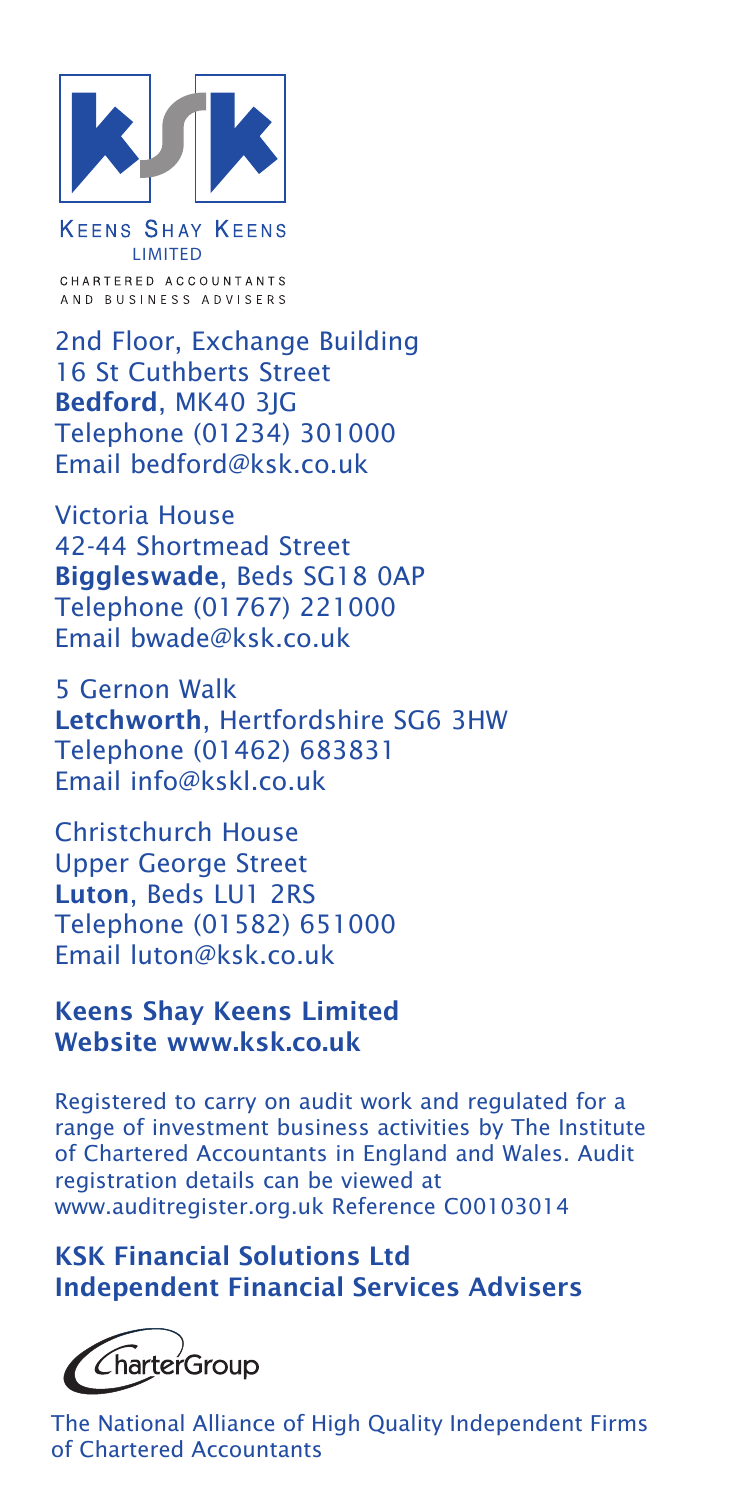KEENS SHAY KEENS
LIMITED

CHARTERED ACCOUNTANTS
AND BUSINESS ADVISERS

2nd Floor, Exchange Building
16 St Cuthberts Street
**Bedford**, MK40 3JG
Telephone (01234) 301000
Email bedford@ksk.co.uk

Victoria House
42-44 Shortmead Street
**Biggleswade**, Beds SG18 0AP
Telephone (01767) 221000
Email bwade@ksk.co.uk

5 Gernon Walk
**Letchworth**, Hertfordshire SG6 3HW
Telephone (01462) 683831
Email info@kskl.co.uk

Christchurch House
Upper George Street
**Luton**, Beds LU1 2RS
Telephone (01582) 651000
Email luton@ksk.co.uk

**Keens Shay Keens Limited**
**Website www.ksk.co.uk**

Registered to carry on audit work and regulated for a range of investment business activities by The Institute of Chartered Accountants in England and Wales. Audit registration details can be viewed at www.auditregister.org.uk Reference C00103014

**KSK Financial Solutions Ltd**
**Independent Financial Services Advisers**

CharterGroup

The National Alliance of High Quality Independent Firms of Chartered Accountants